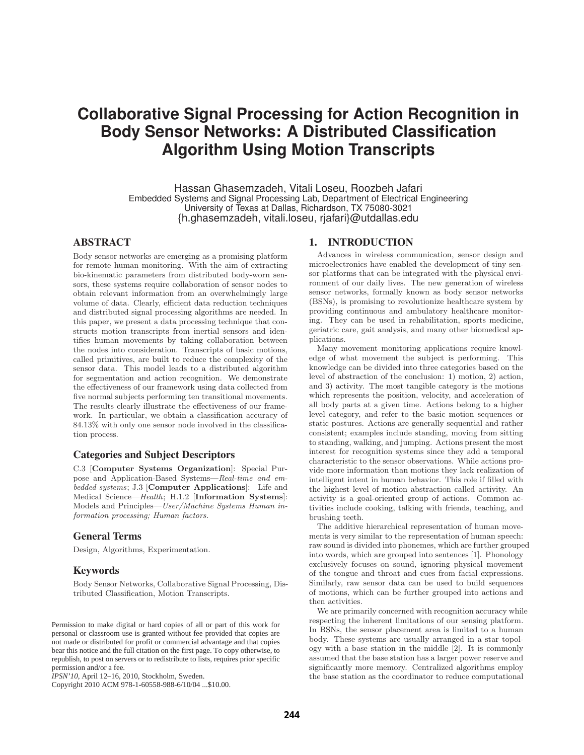# Collaborative Signal Processing for Action Recognition in Body Sensor Networks: A Distributed Classification Algorithm Using Motion Transcripts

Hassan Ghasemzadeh, Vitali Loseu, Roozbeh Jafari
Embedded Systems and Signal Processing Lab, Department of Electrical Engineering
University of Texas at Dallas, Richardson, TX 75080-3021
{h.ghasemzadeh, vitali.loseu, rjafari}@utdallas.edu

## ABSTRACT

Body sensor networks are emerging as a promising platform for remote human monitoring. With the aim of extracting bio-kinematic parameters from distributed body-worn sensors, these systems require collaboration of sensor nodes to obtain relevant information from an overwhelmingly large volume of data. Clearly, efficient data reduction techniques and distributed signal processing algorithms are needed. In this paper, we present a data processing technique that constructs motion transcripts from inertial sensors and identifies human movements by taking collaboration between the nodes into consideration. Transcripts of basic motions, called primitives, are built to reduce the complexity of the sensor data. This model leads to a distributed algorithm for segmentation and action recognition. We demonstrate the effectiveness of our framework using data collected from five normal subjects performing ten transitional movements. The results clearly illustrate the effectiveness of our framework. In particular, we obtain a classification accuracy of 84.13% with only one sensor node involved in the classification process.

### Categories and Subject Descriptors

C.3 [**Computer Systems Organization**]: Special Purpose and Application-Based Systems—*Real-time and embedded systems*; J.3 [**Computer Applications**]: Life and Medical Science—*Health*; H.1.2 [**Information Systems**]: Models and Principles—*User/Machine Systems Human information processing; Human factors.*

### General Terms

Design, Algorithms, Experimentation.

### Keywords

Body Sensor Networks, Collaborative Signal Processing, Distributed Classification, Motion Transcripts.

Permission to make digital or hard copies of all or part of this work for personal or classroom use is granted without fee provided that copies are not made or distributed for profit or commercial advantage and that copies bear this notice and the full citation on the first page. To copy otherwise, to republish, to post on servers or to redistribute to lists, requires prior specific permission and/or a fee.
*IPSN'10*, April 12–16, 2010, Stockholm, Sweden.
Copyright 2010 ACM 978-1-60558-988-6/10/04 ...$10.00.

## 1. INTRODUCTION

Advances in wireless communication, sensor design and microelectronics have enabled the development of tiny sensor platforms that can be integrated with the physical environment of our daily lives. The new generation of wireless sensor networks, formally known as body sensor networks (BSNs), is promising to revolutionize healthcare system by providing continuous and ambulatory healthcare monitoring. They can be used in rehabilitation, sports medicine, geriatric care, gait analysis, and many other biomedical applications.

Many movement monitoring applications require knowledge of what movement the subject is performing. This knowledge can be divided into three categories based on the level of abstraction of the conclusion: 1) motion, 2) action, and 3) activity. The most tangible category is the motions which represents the position, velocity, and acceleration of all body parts at a given time. Actions belong to a higher level category, and refer to the basic motion sequences or static postures. Actions are generally sequential and rather consistent; examples include standing, moving from sitting to standing, walking, and jumping. Actions present the most interest for recognition systems since they add a temporal characteristic to the sensor observations. While actions provide more information than motions they lack realization of intelligent intent in human behavior. This role if filled with the highest level of motion abstraction called activity. An activity is a goal-oriented group of actions. Common activities include cooking, talking with friends, teaching, and brushing teeth.

The additive hierarchical representation of human movements is very similar to the representation of human speech: raw sound is divided into phonemes, which are further grouped into words, which are grouped into sentences [1]. Phonology exclusively focuses on sound, ignoring physical movement of the tongue and throat and cues from facial expressions. Similarly, raw sensor data can be used to build sequences of motions, which can be further grouped into actions and then activities.

We are primarily concerned with recognition accuracy while respecting the inherent limitations of our sensing platform. In BSNs, the sensor placement area is limited to a human body. These systems are usually arranged in a star topology with a base station in the middle [2]. It is commonly assumed that the base station has a larger power reserve and significantly more memory. Centralized algorithms employ the base station as the coordinator to reduce computational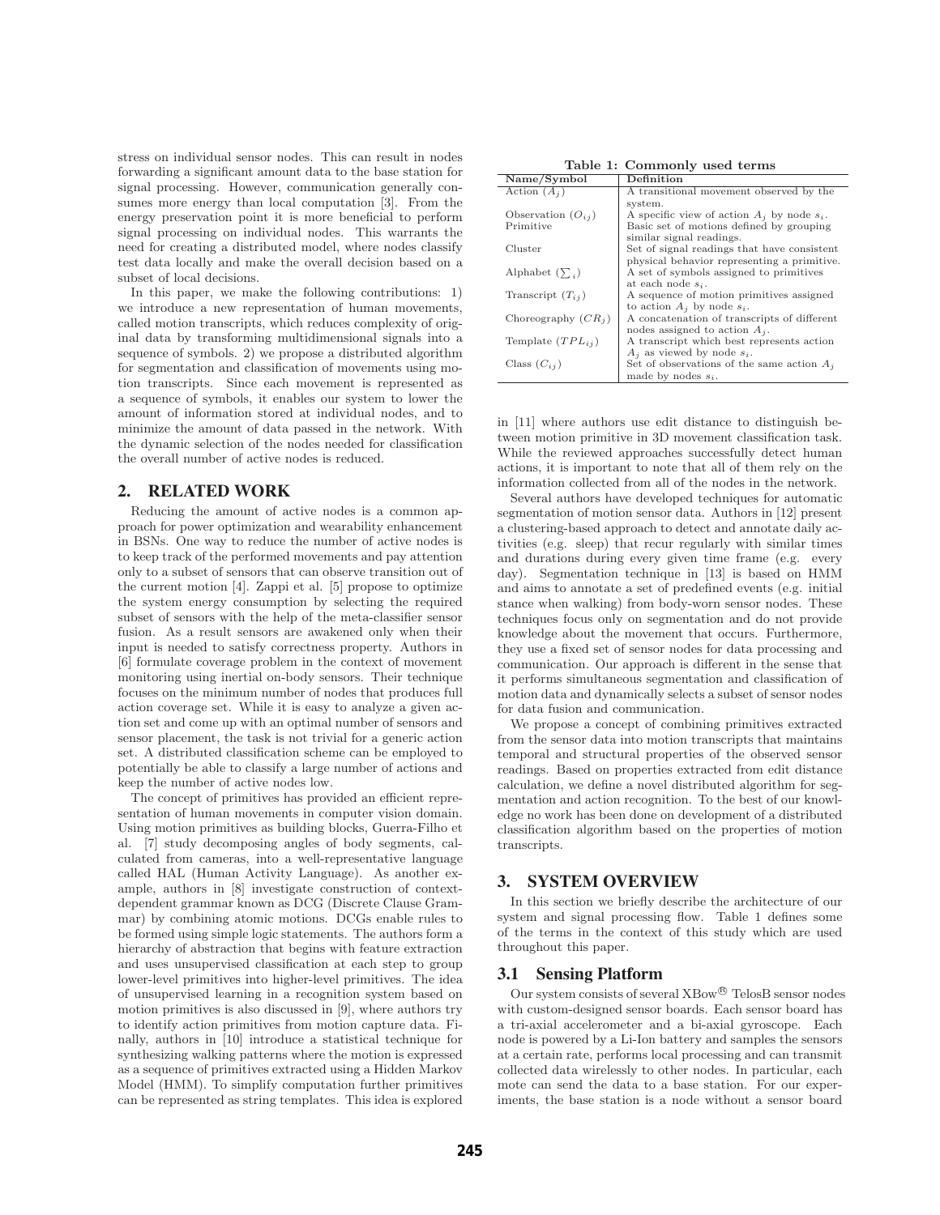stress on individual sensor nodes. This can result in nodes forwarding a significant amount data to the base station for signal processing. However, communication generally consumes more energy than local computation [3]. From the energy preservation point it is more beneficial to perform signal processing on individual nodes. This warrants the need for creating a distributed model, where nodes classify test data locally and make the overall decision based on a subset of local decisions.

In this paper, we make the following contributions: 1) we introduce a new representation of human movements, called motion transcripts, which reduces complexity of original data by transforming multidimensional signals into a sequence of symbols. 2) we propose a distributed algorithm for segmentation and classification of movements using motion transcripts. Since each movement is represented as a sequence of symbols, it enables our system to lower the amount of information stored at individual nodes, and to minimize the amount of data passed in the network. With the dynamic selection of the nodes needed for classification the overall number of active nodes is reduced.

## 2. RELATED WORK

Reducing the amount of active nodes is a common approach for power optimization and wearability enhancement in BSNs. One way to reduce the number of active nodes is to keep track of the performed movements and pay attention only to a subset of sensors that can observe transition out of the current motion [4]. Zappi et al. [5] propose to optimize the system energy consumption by selecting the required subset of sensors with the help of the meta-classifier sensor fusion. As a result sensors are awakened only when their input is needed to satisfy correctness property. Authors in [6] formulate coverage problem in the context of movement monitoring using inertial on-body sensors. Their technique focuses on the minimum number of nodes that produces full action coverage set. While it is easy to analyze a given action set and come up with an optimal number of sensors and sensor placement, the task is not trivial for a generic action set. A distributed classification scheme can be employed to potentially be able to classify a large number of actions and keep the number of active nodes low.

The concept of primitives has provided an efficient representation of human movements in computer vision domain. Using motion primitives as building blocks, Guerra-Filho et al. [7] study decomposing angles of body segments, calculated from cameras, into a well-representative language called HAL (Human Activity Language). As another example, authors in [8] investigate construction of context-dependent grammar known as DCG (Discrete Clause Grammar) by combining atomic motions. DCGs enable rules to be formed using simple logic statements. The authors form a hierarchy of abstraction that begins with feature extraction and uses unsupervised classification at each step to group lower-level primitives into higher-level primitives. The idea of unsupervised learning in a recognition system based on motion primitives is also discussed in [9], where authors try to identify action primitives from motion capture data. Finally, authors in [10] introduce a statistical technique for synthesizing walking patterns where the motion is expressed as a sequence of primitives extracted using a Hidden Markov Model (HMM). To simplify computation further primitives can be represented as string templates. This idea is explored in [11] where authors use edit distance to distinguish between motion primitive in 3D movement classification task. While the reviewed approaches successfully detect human actions, it is important to note that all of them rely on the information collected from all of the nodes in the network.

Several authors have developed techniques for automatic segmentation of motion sensor data. Authors in [12] present a clustering-based approach to detect and annotate daily activities (e.g. sleep) that recur regularly with similar times and durations during every given time frame (e.g. every day). Segmentation technique in [13] is based on HMM and aims to annotate a set of predefined events (e.g. initial stance when walking) from body-worn sensor nodes. These techniques focus only on segmentation and do not provide knowledge about the movement that occurs. Furthermore, they use a fixed set of sensor nodes for data processing and communication. Our approach is different in the sense that it performs simultaneous segmentation and classification of motion data and dynamically selects a subset of sensor nodes for data fusion and communication.

We propose a concept of combining primitives extracted from the sensor data into motion transcripts that maintains temporal and structural properties of the observed sensor readings. Based on properties extracted from edit distance calculation, we define a novel distributed algorithm for segmentation and action recognition. To the best of our knowledge no work has been done on development of a distributed classification algorithm based on the properties of motion transcripts.

## 3. SYSTEM OVERVIEW

In this section we briefly describe the architecture of our system and signal processing flow. Table 1 defines some of the terms in the context of this study which are used throughout this paper.

**Table 1: Commonly used terms**

| Name/Symbol | Definition |
|---|---|
| Action ($A_j$) | A transitional movement observed by the system. |
| Observation ($O_{ij}$) | A specific view of action $A_j$ by node $s_i$. |
| Primitive | Basic set of motions defined by grouping similar signal readings. |
| Cluster | Set of signal readings that have consistent physical behavior representing a primitive. |
| Alphabet ($\sum_i$) | A set of symbols assigned to primitives at each node $s_i$. |
| Transcript ($T_{ij}$) | A sequence of motion primitives assigned to action $A_j$ by node $s_i$. |
| Choreography ($CR_j$) | A concatenation of transcripts of different nodes assigned to action $A_j$. |
| Template ($TPL_{ij}$) | A transcript which best represents action $A_j$ as viewed by node $s_i$. |
| Class ($C_{ij}$) | Set of observations of the same action $A_j$ made by nodes $s_i$. |

### 3.1 Sensing Platform

Our system consists of several XBow® TelosB sensor nodes with custom-designed sensor boards. Each sensor board has a tri-axial accelerometer and a bi-axial gyroscope. Each node is powered by a Li-Ion battery and samples the sensors at a certain rate, performs local processing and can transmit collected data wirelessly to other nodes. In particular, each mote can send the data to a base station. For our experiments, the base station is a node without a sensor board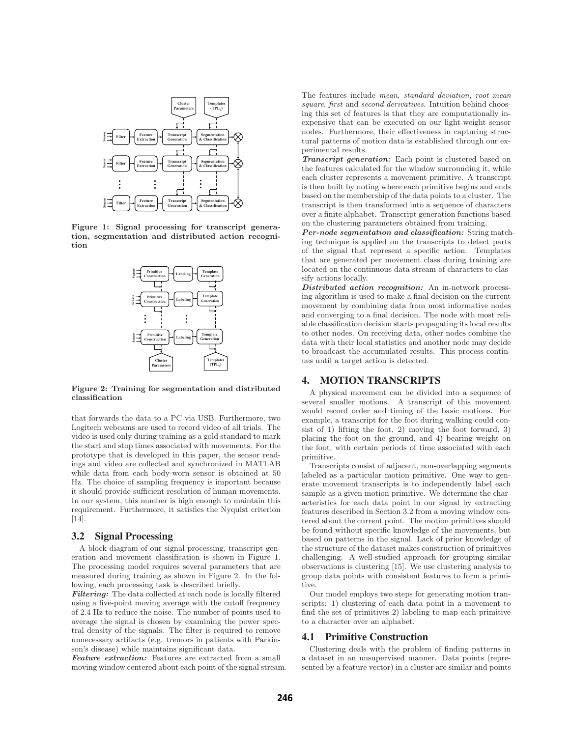Cluster Parameters

Templates ($TPL_{ij}$)

Sensor → Filter → Feature Extraction → Transcript Generation → Segmentation & Classification

Figure 1: Signal processing for transcript generation, segmentation and distributed action recognition

Sensor → Primitive Construction → Labeling → Template Generation

Cluster Parameters

Templates ($TPL_{ij}$)

Figure 2: Training for segmentation and distributed classification

that forwards the data to a PC via USB. Furthermore, two Logitech webcams are used to record video of all trials. The video is used only during training as a gold standard to mark the start and stop times associated with movements. For the prototype that is developed in this paper, the sensor readings and video are collected and synchronized in MATLAB while data from each body-worn sensor is obtained at 50 Hz. The choice of sampling frequency is important because it should provide sufficient resolution of human movements. In our system, this number is high enough to maintain this requirement. Furthermore, it satisfies the Nyquist criterion [14].

## 3.2 Signal Processing

A block diagram of our signal processing, transcript generation and movement classification is shown in Figure 1. The processing model requires several parameters that are measured during training as shown in Figure 2. In the following, each processing task is described briefly.

***Filtering:*** The data collected at each node is locally filtered using a five-point moving average with the cutoff frequency of 2.4 Hz to reduce the noise. The number of points used to average the signal is chosen by examining the power spectral density of the signals. The filter is required to remove unnecessary artifacts (e.g. tremors in patients with Parkinson's disease) while maintains significant data.

***Feature extraction:*** Features are extracted from a small moving window centered about each point of the signal stream. The features include *mean*, *standard deviation*, *root mean square*, *first* and *second derivatives*. Intuition behind choosing this set of features is that they are computationally inexpensive that can be executed on our light-weight sensor nodes. Furthermore, their effectiveness in capturing structural patterns of motion data is established through our experimental results.

***Transcript generation:*** Each point is clustered based on the features calculated for the window surrounding it, while each cluster represents a movement primitive. A transcript is then built by noting where each primitive begins and ends based on the membership of the data points to a cluster. The transcript is then transformed into a sequence of characters over a finite alphabet. Transcript generation functions based on the clustering parameters obtained from training.

***Per-node segmentation and classification:*** String matching technique is applied on the transcripts to detect parts of the signal that represent a specific action. Templates that are generated per movement class during training are located on the continuous data stream of characters to classify actions locally.

***Distributed action recognition:*** An in-network processing algorithm is used to make a final decision on the current movement by combining data from most informative nodes and converging to a final decision. The node with most reliable classification decision starts propagating its local results to other nodes. On receiving data, other nodes combine the data with their local statistics and another node may decide to broadcast the accumulated results. This process continues until a target action is detected.

# 4. MOTION TRANSCRIPTS

A physical movement can be divided into a sequence of several smaller motions. A transcript of this movement would record order and timing of the basic motions. For example, a transcript for the foot during walking could consist of 1) lifting the foot, 2) moving the foot forward, 3) placing the foot on the ground, and 4) bearing weight on the foot, with certain periods of time associated with each primitive.

Transcripts consist of adjacent, non-overlapping segments labeled as a particular motion primitive. One way to generate movement transcripts is to independently label each sample as a given motion primitive. We determine the characteristics for each data point in our signal by extracting features described in Section 3.2 from a moving window centered about the current point. The motion primitives should be found without specific knowledge of the movements, but based on patterns in the signal. Lack of prior knowledge of the structure of the dataset makes construction of primitives challenging. A well-studied approach for grouping similar observations is clustering [15]. We use clustering analysis to group data points with consistent features to form a primitive.

Our model employs two steps for generating motion transcripts: 1) clustering of each data point in a movement to find the set of primitives 2) labeling to map each primitive to a character over an alphabet.

## 4.1 Primitive Construction

Clustering deals with the problem of finding patterns in a dataset in an unsupervised manner. Data points (represented by a feature vector) in a cluster are similar and points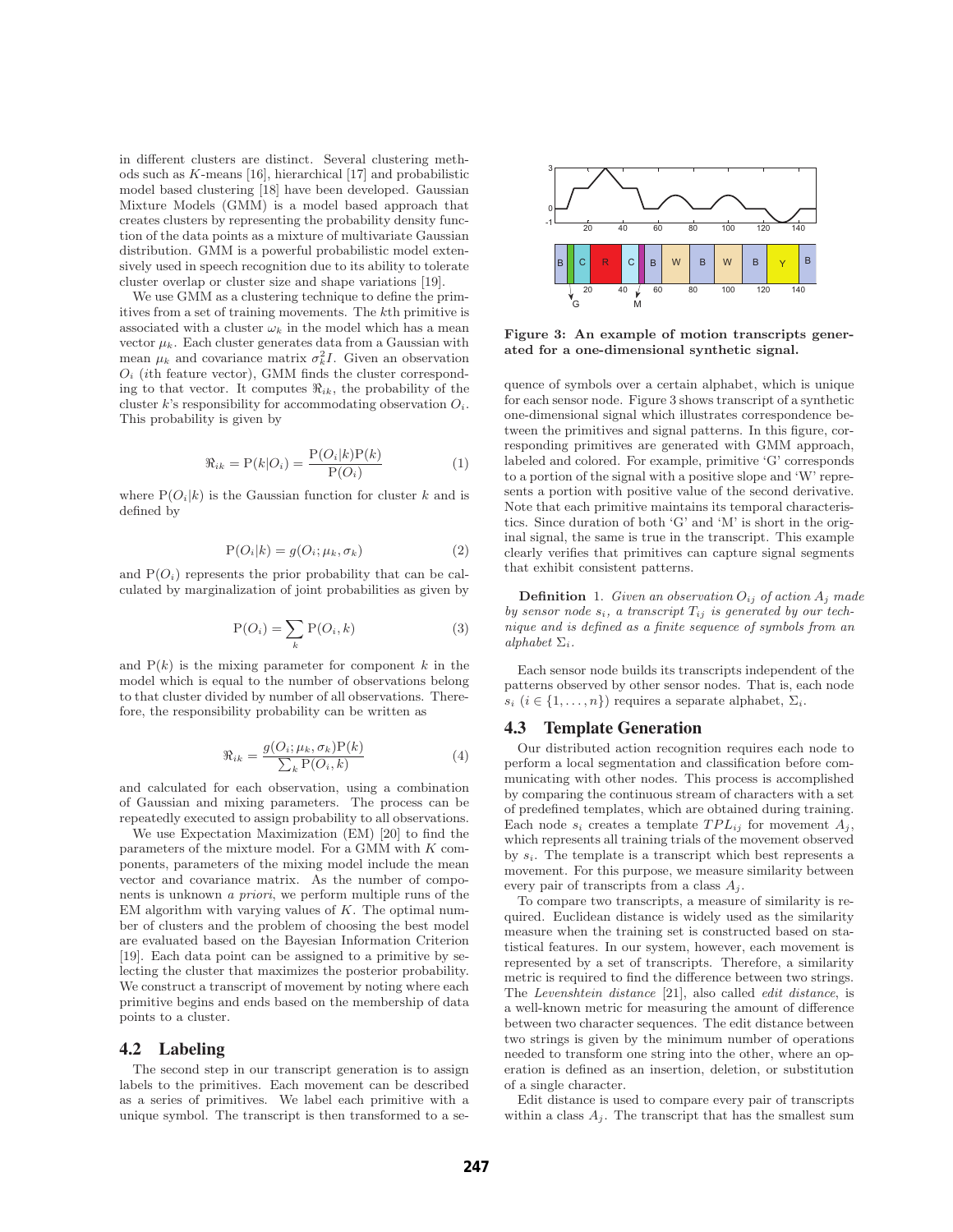in different clusters are distinct. Several clustering methods such as $K$-means [16], hierarchical [17] and probabilistic model based clustering [18] have been developed. Gaussian Mixture Models (GMM) is a model based approach that creates clusters by representing the probability density function of the data points as a mixture of multivariate Gaussian distribution. GMM is a powerful probabilistic model extensively used in speech recognition due to its ability to tolerate cluster overlap or cluster size and shape variations [19].

We use GMM as a clustering technique to define the primitives from a set of training movements. The $k$th primitive is associated with a cluster $\omega_k$ in the model which has a mean vector $\mu_k$. Each cluster generates data from a Gaussian with mean $\mu_k$ and covariance matrix $\sigma_k^2 I$. Given an observation $O_i$ ($i$th feature vector), GMM finds the cluster corresponding to that vector. It computes $\Re_{ik}$, the probability of the cluster $k$'s responsibility for accommodating observation $O_i$. This probability is given by

$$\Re_{ik} = \mathrm{P}(k|O_i) = \frac{\mathrm{P}(O_i|k)\mathrm{P}(k)}{\mathrm{P}(O_i)} \tag{1}$$

where $\mathrm{P}(O_i|k)$ is the Gaussian function for cluster $k$ and is defined by

$$\mathrm{P}(O_i|k) = g(O_i; \mu_k, \sigma_k) \tag{2}$$

and $\mathrm{P}(O_i)$ represents the prior probability that can be calculated by marginalization of joint probabilities as given by

$$\mathrm{P}(O_i) = \sum_k \mathrm{P}(O_i, k) \tag{3}$$

and $\mathrm{P}(k)$ is the mixing parameter for component $k$ in the model which is equal to the number of observations belong to that cluster divided by number of all observations. Therefore, the responsibility probability can be written as

$$\Re_{ik} = \frac{g(O_i; \mu_k, \sigma_k)\mathrm{P}(k)}{\sum_k \mathrm{P}(O_i, k)} \tag{4}$$

and calculated for each observation, using a combination of Gaussian and mixing parameters. The process can be repeatedly executed to assign probability to all observations.

We use Expectation Maximization (EM) [20] to find the parameters of the mixture model. For a GMM with $K$ components, parameters of the mixing model include the mean vector and covariance matrix. As the number of components is unknown *a priori*, we perform multiple runs of the EM algorithm with varying values of $K$. The optimal number of clusters and the problem of choosing the best model are evaluated based on the Bayesian Information Criterion [19]. Each data point can be assigned to a primitive by selecting the cluster that maximizes the posterior probability. We construct a transcript of movement by noting where each primitive begins and ends based on the membership of data points to a cluster.

## 4.2 Labeling

The second step in our transcript generation is to assign labels to the primitives. Each movement can be described as a series of primitives. We label each primitive with a unique symbol. The transcript is then transformed to a sequence of symbols over a certain alphabet, which is unique for each sensor node. Figure 3 shows transcript of a synthetic one-dimensional signal which illustrates correspondence between the primitives and signal patterns. In this figure, corresponding primitives are generated with GMM approach, labeled and colored. For example, primitive 'G' corresponds to a portion of the signal with a positive slope and 'W' represents a portion with positive value of the second derivative. Note that each primitive maintains its temporal characteristics. Since duration of both 'G' and 'M' is short in the original signal, the same is true in the transcript. This example clearly verifies that primitives can capture signal segments that exhibit consistent patterns.

**Figure 3: An example of motion transcripts generated for a one-dimensional synthetic signal.**

**Definition** 1. *Given an observation $O_{ij}$ of action $A_j$ made by sensor node $s_i$, a transcript $T_{ij}$ is generated by our technique and is defined as a finite sequence of symbols from an alphabet $\Sigma_i$.*

Each sensor node builds its transcripts independent of the patterns observed by other sensor nodes. That is, each node $s_i$ ($i \in \{1, \ldots, n\}$) requires a separate alphabet, $\Sigma_i$.

## 4.3 Template Generation

Our distributed action recognition requires each node to perform a local segmentation and classification before communicating with other nodes. This process is accomplished by comparing the continuous stream of characters with a set of predefined templates, which are obtained during training. Each node $s_i$ creates a template $TPL_{ij}$ for movement $A_j$, which represents all training trials of the movement observed by $s_i$. The template is a transcript which best represents a movement. For this purpose, we measure similarity between every pair of transcripts from a class $A_j$.

To compare two transcripts, a measure of similarity is required. Euclidean distance is widely used as the similarity measure when the training set is constructed based on statistical features. In our system, however, each movement is represented by a set of transcripts. Therefore, a similarity metric is required to find the difference between two strings. The *Levenshtein distance* [21], also called *edit distance*, is a well-known metric for measuring the amount of difference between two character sequences. The edit distance between two strings is given by the minimum number of operations needed to transform one string into the other, where an operation is defined as an insertion, deletion, or substitution of a single character.

Edit distance is used to compare every pair of transcripts within a class $A_j$. The transcript that has the smallest sum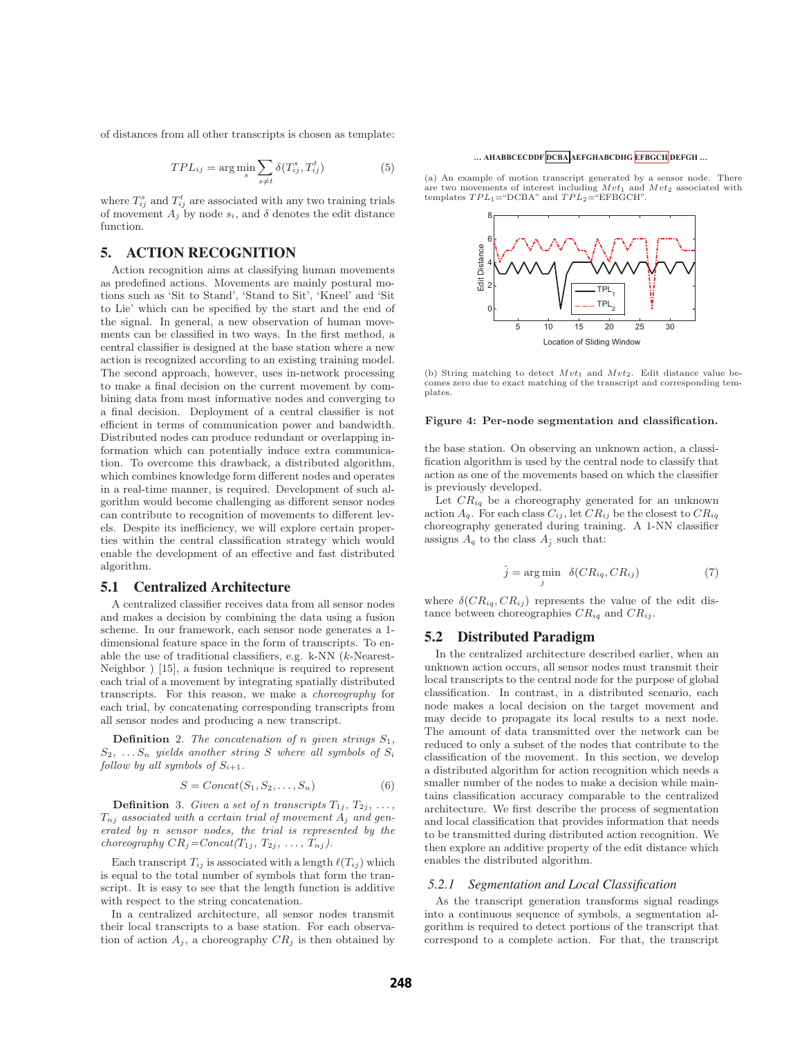of distances from all other transcripts is chosen as template:

$$TPL_{ij} = \arg\min_{s} \sum_{s \neq t} \delta(T_{ij}^s, T_{ij}^t) \tag{5}$$

where $T_{ij}^s$ and $T_{ij}^t$ are associated with any two training trials of movement $A_j$ by node $s_i$, and $\delta$ denotes the edit distance function.

## 5. ACTION RECOGNITION

Action recognition aims at classifying human movements as predefined actions. Movements are mainly postural motions such as 'Sit to Stand', 'Stand to Sit', 'Kneel' and 'Sit to Lie' which can be specified by the start and the end of the signal. In general, a new observation of human movements can be classified in two ways. In the first method, a central classifier is designed at the base station where a new action is recognized according to an existing training model. The second approach, however, uses in-network processing to make a final decision on the current movement by combining data from most informative nodes and converging to a final decision. Deployment of a central classifier is not efficient in terms of communication power and bandwidth. Distributed nodes can produce redundant or overlapping information which can potentially induce extra communication. To overcome this drawback, a distributed algorithm, which combines knowledge form different nodes and operates in a real-time manner, is required. Development of such algorithm would become challenging as different sensor nodes can contribute to recognition of movements to different levels. Despite its inefficiency, we will explore certain properties within the central classification strategy which would enable the development of an effective and fast distributed algorithm.

### 5.1 Centralized Architecture

A centralized classifier receives data from all sensor nodes and makes a decision by combining the data using a fusion scheme. In our framework, each sensor node generates a 1-dimensional feature space in the form of transcripts. To enable the use of traditional classifiers, e.g. k-NN ($k$-Nearest-Neighbor ) [15], a fusion technique is required to represent each trial of a movement by integrating spatially distributed transcripts. For this reason, we make a *choreography* for each trial, by concatenating corresponding transcripts from all sensor nodes and producing a new transcript.

**Definition** 2. *The concatenation of $n$ given strings $S_1$, $S_2$, $\ldots S_n$ yields another string $S$ where all symbols of $S_i$ follow by all symbols of $S_{i+1}$.*

$$S = Concat(S_1, S_2, \ldots, S_n) \tag{6}$$

**Definition** 3. *Given a set of $n$ transcripts $T_{1j}$, $T_{2j}$, $\ldots$, $T_{nj}$ associated with a certain trial of movement $A_j$ and generated by $n$ sensor nodes, the trial is represented by the choreography $CR_j$=Concat($T_{1j}$, $T_{2j}$, $\ldots$, $T_{nj}$).*

Each transcript $T_{ij}$ is associated with a length $\ell(T_{ij})$ which is equal to the total number of symbols that form the transcript. It is easy to see that the length function is additive with respect to the string concatenation.

In a centralized architecture, all sensor nodes transmit their local transcripts to a base station. For each observation of action $A_j$, a choreography $CR_j$ is then obtained by the base station. On observing an unknown action, a classification algorithm is used by the central node to classify that action as one of the movements based on which the classifier is previously developed.

Let $CR_{iq}$ be a choreography generated for an unknown action $A_q$. For each class $C_{ij}$, let $CR_{ij}$ be the closest to $CR_{iq}$ choreography generated during training. A 1-NN classifier assigns $A_q$ to the class $A_{\hat{j}}$ such that:

$$\hat{j} = \arg\min_{j} \ \delta(CR_{iq}, CR_{ij}) \tag{7}$$

where $\delta(CR_{iq}, CR_{ij})$ represents the value of the edit distance between choreographies $CR_{iq}$ and $CR_{ij}$.

... AHABBCECDDF DCBA AEFGHABCDHG EFBGCH DEFGH ...

(a) An example of motion transcript generated by a sensor node. There are two movements of interest including $Mvt_1$ and $Mvt_2$ associated with templates $TPL_1$="DCBA" and $TPL_2$="EFBGCH".

(b) String matching to detect $Mvt_1$ and $Mvt_2$. Edit distance value becomes zero due to exact matching of the transcript and corresponding templates.

**Figure 4: Per-node segmentation and classification.**

### 5.2 Distributed Paradigm

In the centralized architecture described earlier, when an unknown action occurs, all sensor nodes must transmit their local transcripts to the central node for the purpose of global classification. In contrast, in a distributed scenario, each node makes a local decision on the target movement and may decide to propagate its local results to a next node. The amount of data transmitted over the network can be reduced to only a subset of the nodes that contribute to the classification of the movement. In this section, we develop a distributed algorithm for action recognition which needs a smaller number of the nodes to make a decision while maintains classification accuracy comparable to the centralized architecture. We first describe the process of segmentation and local classification that provides information that needs to be transmitted during distributed action recognition. We then explore an additive property of the edit distance which enables the distributed algorithm.

#### 5.2.1 *Segmentation and Local Classification*

As the transcript generation transforms signal readings into a continuous sequence of symbols, a segmentation algorithm is required to detect portions of the transcript that correspond to a complete action. For that, the transcript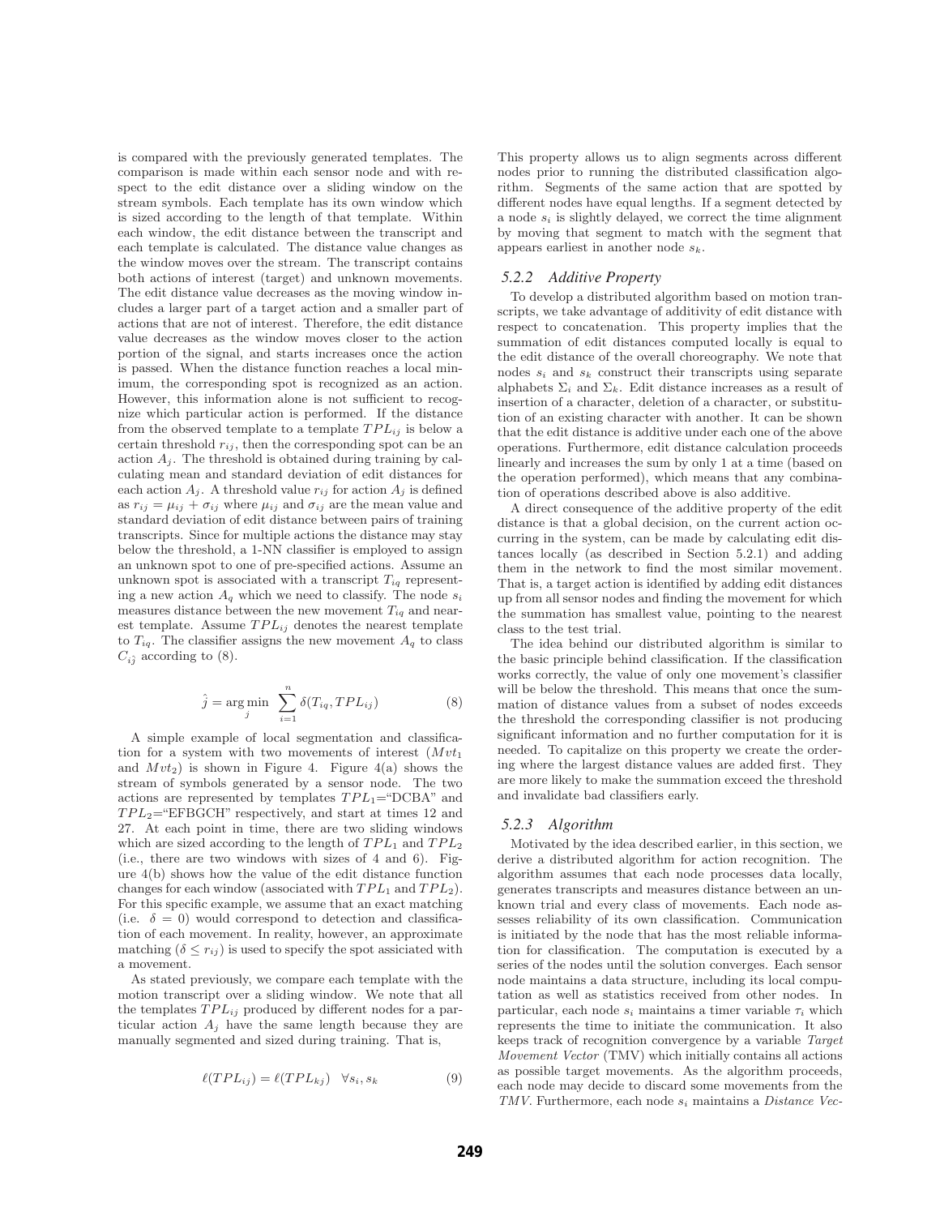is compared with the previously generated templates. The comparison is made within each sensor node and with respect to the edit distance over a sliding window on the stream symbols. Each template has its own window which is sized according to the length of that template. Within each window, the edit distance between the transcript and each template is calculated. The distance value changes as the window moves over the stream. The transcript contains both actions of interest (target) and unknown movements. The edit distance value decreases as the moving window includes a larger part of a target action and a smaller part of actions that are not of interest. Therefore, the edit distance value decreases as the window moves closer to the action portion of the signal, and starts increases once the action is passed. When the distance function reaches a local minimum, the corresponding spot is recognized as an action. However, this information alone is not sufficient to recognize which particular action is performed. If the distance from the observed template to a template $TPL_{ij}$ is below a certain threshold $r_{ij}$, then the corresponding spot can be an action $A_j$. The threshold is obtained during training by calculating mean and standard deviation of edit distances for each action $A_j$. A threshold value $r_{ij}$ for action $A_j$ is defined as $r_{ij} = \mu_{ij} + \sigma_{ij}$ where $\mu_{ij}$ and $\sigma_{ij}$ are the mean value and standard deviation of edit distance between pairs of training transcripts. Since for multiple actions the distance may stay below the threshold, a 1-NN classifier is employed to assign an unknown spot to one of pre-specified actions. Assume an unknown spot is associated with a transcript $T_{iq}$ representing a new action $A_q$ which we need to classify. The node $s_i$ measures distance between the new movement $T_{iq}$ and nearest template. Assume $TPL_{ij}$ denotes the nearest template to $T_{iq}$. The classifier assigns the new movement $A_q$ to class $C_{i\hat{j}}$ according to (8).

$$\hat{j} = \arg\min_{j} \sum_{i=1}^{n} \delta(T_{iq}, TPL_{ij}) \tag{8}$$

A simple example of local segmentation and classification for a system with two movements of interest ($Mvt_1$ and $Mvt_2$) is shown in Figure 4. Figure 4(a) shows the stream of symbols generated by a sensor node. The two actions are represented by templates $TPL_1$="DCBA" and $TPL_2$="EFBGCH" respectively, and start at times 12 and 27. At each point in time, there are two sliding windows which are sized according to the length of $TPL_1$ and $TPL_2$ (i.e., there are two windows with sizes of 4 and 6). Figure 4(b) shows how the value of the edit distance function changes for each window (associated with $TPL_1$ and $TPL_2$). For this specific example, we assume that an exact matching (i.e. $\delta = 0$) would correspond to detection and classification of each movement. In reality, however, an approximate matching ($\delta \leq r_{ij}$) is used to specify the spot assiciated with a movement.

As stated previously, we compare each template with the motion transcript over a sliding window. We note that all the templates $TPL_{ij}$ produced by different nodes for a particular action $A_j$ have the same length because they are manually segmented and sized during training. That is,

$$\ell(TPL_{ij}) = \ell(TPL_{kj}) \quad \forall s_i, s_k \tag{9}$$

This property allows us to align segments across different nodes prior to running the distributed classification algorithm. Segments of the same action that are spotted by different nodes have equal lengths. If a segment detected by a node $s_i$ is slightly delayed, we correct the time alignment by moving that segment to match with the segment that appears earliest in another node $s_k$.

### 5.2.2 Additive Property

To develop a distributed algorithm based on motion transcripts, we take advantage of additivity of edit distance with respect to concatenation. This property implies that the summation of edit distances computed locally is equal to the edit distance of the overall choreography. We note that nodes $s_i$ and $s_k$ construct their transcripts using separate alphabets $\Sigma_i$ and $\Sigma_k$. Edit distance increases as a result of insertion of a character, deletion of a character, or substitution of an existing character with another. It can be shown that the edit distance is additive under each one of the above operations. Furthermore, edit distance calculation proceeds linearly and increases the sum by only 1 at a time (based on the operation performed), which means that any combination of operations described above is also additive.

A direct consequence of the additive property of the edit distance is that a global decision, on the current action occurring in the system, can be made by calculating edit distances locally (as described in Section 5.2.1) and adding them in the network to find the most similar movement. That is, a target action is identified by adding edit distances up from all sensor nodes and finding the movement for which the summation has smallest value, pointing to the nearest class to the test trial.

The idea behind our distributed algorithm is similar to the basic principle behind classification. If the classification works correctly, the value of only one movement's classifier will be below the threshold. This means that once the summation of distance values from a subset of nodes exceeds the threshold the corresponding classifier is not producing significant information and no further computation for it is needed. To capitalize on this property we create the ordering where the largest distance values are added first. They are more likely to make the summation exceed the threshold and invalidate bad classifiers early.

### 5.2.3 Algorithm

Motivated by the idea described earlier, in this section, we derive a distributed algorithm for action recognition. The algorithm assumes that each node processes data locally, generates transcripts and measures distance between an unknown trial and every class of movements. Each node assesses reliability of its own classification. Communication is initiated by the node that has the most reliable information for classification. The computation is executed by a series of the nodes until the solution converges. Each sensor node maintains a data structure, including its local computation as well as statistics received from other nodes. In particular, each node $s_i$ maintains a timer variable $\tau_i$ which represents the time to initiate the communication. It also keeps track of recognition convergence by a variable *Target Movement Vector* (TMV) which initially contains all actions as possible target movements. As the algorithm proceeds, each node may decide to discard some movements from the *TMV*. Furthermore, each node $s_i$ maintains a *Distance Vec-*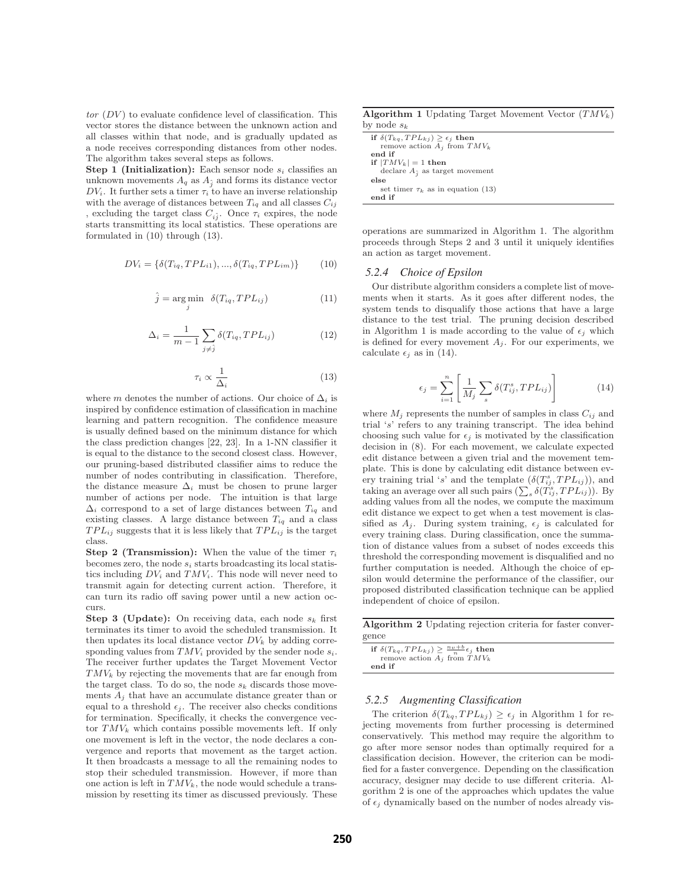tor ($DV$) to evaluate confidence level of classification. This vector stores the distance between the unknown action and all classes within that node, and is gradually updated as a node receives corresponding distances from other nodes. The algorithm takes several steps as follows.

**Step 1 (Initialization):** Each sensor node $s_i$ classifies an unknown movements $A_q$ as $A_{\hat{j}}$ and forms its distance vector $DV_i$. It further sets a timer $\tau_i$ to have an inverse relationship with the average of distances between $T_{iq}$ and all classes $C_{ij}$, excluding the target class $C_{i\hat{j}}$. Once $\tau_i$ expires, the node starts transmitting its local statistics. These operations are formulated in (10) through (13).

$$DV_i = \{\delta(T_{iq}, TPL_{i1}), ..., \delta(T_{iq}, TPL_{im})\} \qquad (10)$$

$$\hat{j} = \arg\min_{j} \ \delta(T_{iq}, TPL_{ij}) \qquad (11)$$

$$\Delta_i = \frac{1}{m-1} \sum_{j \neq \hat{j}} \delta(T_{iq}, TPL_{ij}) \qquad (12)$$

$$\tau_i \propto \frac{1}{\Delta_i} \qquad (13)$$

where $m$ denotes the number of actions. Our choice of $\Delta_i$ is inspired by confidence estimation of classification in machine learning and pattern recognition. The confidence measure is usually defined based on the minimum distance for which the class prediction changes [22, 23]. In a 1-NN classifier it is equal to the distance to the second closest class. However, our pruning-based distributed classifier aims to reduce the number of nodes contributing in classification. Therefore, the distance measure $\Delta_i$ must be chosen to prune larger number of actions per node. The intuition is that large $\Delta_i$ correspond to a set of large distances between $T_{iq}$ and existing classes. A large distance between $T_{iq}$ and a class $TPL_{ij}$ suggests that it is less likely that $TPL_{ij}$ is the target class.

**Step 2 (Transmission):** When the value of the timer $\tau_i$ becomes zero, the node $s_i$ starts broadcasting its local statistics including $DV_i$ and $TMV_i$. This node will never need to transmit again for detecting current action. Therefore, it can turn its radio off saving power until a new action occurs.

**Step 3 (Update):** On receiving data, each node $s_k$ first terminates its timer to avoid the scheduled transmission. It then updates its local distance vector $DV_k$ by adding corresponding values from $TMV_i$ provided by the sender node $s_i$. The receiver further updates the Target Movement Vector $TMV_k$ by rejecting the movements that are far enough from the target class. To do so, the node $s_k$ discards those movements $A_j$ that have an accumulate distance greater than or equal to a threshold $\epsilon_j$. The receiver also checks conditions for termination. Specifically, it checks the corrector vector $TMV_k$ which contains possible movements left. If only one movement is left in the vector, the node declares a convergence and reports that movement as the target action. It then broadcasts a message to all the remaining nodes to stop their scheduled transmission. However, if more than one action is left in $TMV_k$, the node would schedule a transmission by resetting its timer as discussed previously. These operations are summarized in Algorithm 1. The algorithm proceeds through Steps 2 and 3 until it uniquely identifies an action as target movement.

**Algorithm 1** Updating Target Movement Vector ($TMV_k$) by node $s_k$

```
if δ(T_kq, TPL_kj) ≥ ε_j then
    remove action A_j from TMV_k
end if
if |TMV_k| = 1 then
    declare A_ĵ as target movement
else
    set timer τ_k as in equation (13)
end if
```

### 5.2.4 Choice of Epsilon

Our distribute algorithm considers a complete list of movements when it starts. As it goes after different nodes, the system tends to disqualify those actions that have a large distance to the test trial. The pruning decision described in Algorithm 1 is made according to the value of $\epsilon_j$ which is defined for every movement $A_j$. For our experiments, we calculate $\epsilon_j$ as in (14).

$$\epsilon_j = \sum_{i=1}^{n} \left[ \frac{1}{M_j} \sum_{s} \delta(T_{ij}^{s}, TPL_{ij}) \right] \qquad (14)$$

where $M_j$ represents the number of samples in class $C_{ij}$ and trial '$s$' refers to any training transcript. The idea behind choosing such value for $\epsilon_j$ is motivated by the classification decision in (8). For each movement, we calculate expected edit distance between a given trial and the movement template. This is done by calculating edit distance between every training trial '$s$' and the template ($\delta(T_{ij}^{s}, TPL_{ij})$), and taking an average over all such pairs ($\sum_s \delta(T_{ij}^{s}, TPL_{ij})$). By adding values from all the nodes, we compute the maximum edit distance we expect to get when a test movement is classified as $A_j$. During system training, $\epsilon_j$ is calculated for every training class. During classification, once the summation of distance values from a subset of nodes exceeds this threshold the corresponding movement is disqualified and no further computation is needed. Although the choice of epsilon would determine the performance of the classifier, our proposed distributed classification technique can be applied independent of choice of epsilon.

**Algorithm 2** Updating rejection criteria for faster convergence

```
if δ(T_kq, TPL_kj) ≥ ((nv+b)/n) ε_j then
    remove action A_j from TMV_k
end if
```

### 5.2.5 Augmenting Classification

The criterion $\delta(T_{kq}, TPL_{kj}) \geq \epsilon_j$ in Algorithm 1 for rejecting movements from further processing is determined conservatively. This method may require the algorithm to go after more sensor nodes than optimally required for a classification decision. However, the criterion can be modified for a faster convergence. Depending on the classification accuracy, designer may decide to use different criteria. Algorithm 2 is one of the approaches which updates the value of $\epsilon_j$ dynamically based on the number of nodes already vis-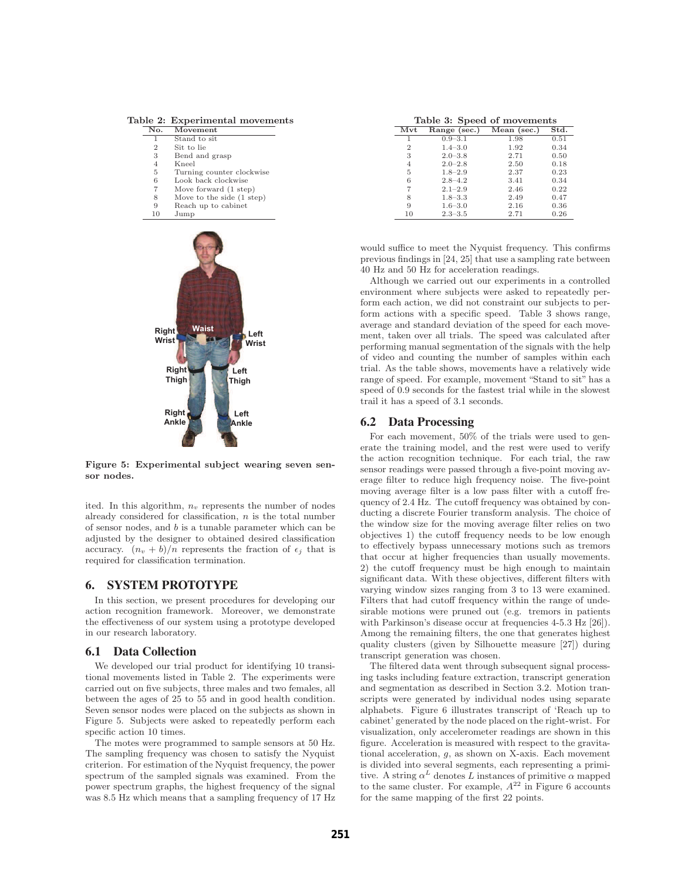**Table 2: Experimental movements**

| No. | Movement |
|---|---|
| 1 | Stand to sit |
| 2 | Sit to lie |
| 3 | Bend and grasp |
| 4 | Kneel |
| 5 | Turning counter clockwise |
| 6 | Look back clockwise |
| 7 | Move forward (1 step) |
| 8 | Move to the side (1 step) |
| 9 | Reach up to cabinet |
| 10 | Jump |

**Figure 5: Experimental subject wearing seven sensor nodes.**

ited. In this algorithm, $n_v$ represents the number of nodes already considered for classification, $n$ is the total number of sensor nodes, and $b$ is a tunable parameter which can be adjusted by the designer to obtained desired classification accuracy. $(n_v + b)/n$ represents the fraction of $\epsilon_j$ that is required for classification termination.

## 6. SYSTEM PROTOTYPE

In this section, we present procedures for developing our action recognition framework. Moreover, we demonstrate the effectiveness of our system using a prototype developed in our research laboratory.

### 6.1 Data Collection

We developed our trial product for identifying 10 transitional movements listed in Table 2. The experiments were carried out on five subjects, three males and two females, all between the ages of 25 to 55 and in good health condition. Seven sensor nodes were placed on the subjects as shown in Figure 5. Subjects were asked to repeatedly perform each specific action 10 times.

The motes were programmed to sample sensors at 50 Hz. The sampling frequency was chosen to satisfy the Nyquist criterion. For estimation of the Nyquist frequency, the power spectrum of the sampled signals was examined. From the power spectrum graphs, the highest frequency of the signal was 8.5 Hz which means that a sampling frequency of 17 Hz would suffice to meet the Nyquist frequency. This confirms previous findings in [24, 25] that use a sampling rate between 40 Hz and 50 Hz for acceleration readings.

**Table 3: Speed of movements**

| Mvt | Range (sec.) | Mean (sec.) | Std. |
|---|---|---|---|
| 1 | 0.9–3.1 | 1.98 | 0.51 |
| 2 | 1.4–3.0 | 1.92 | 0.34 |
| 3 | 2.0–3.8 | 2.71 | 0.50 |
| 4 | 2.0–2.8 | 2.50 | 0.18 |
| 5 | 1.8–2.9 | 2.37 | 0.23 |
| 6 | 2.8–4.2 | 3.41 | 0.34 |
| 7 | 2.1–2.9 | 2.46 | 0.22 |
| 8 | 1.8–3.3 | 2.49 | 0.47 |
| 9 | 1.6–3.0 | 2.16 | 0.36 |
| 10 | 2.3–3.5 | 2.71 | 0.26 |

Although we carried out our experiments in a controlled environment where subjects were asked to repeatedly perform each action, we did not constraint our subjects to perform actions with a specific speed. Table 3 shows range, average and standard deviation of the speed for each movement, taken over all trials. The speed was calculated after performing manual segmentation of the signals with the help of video and counting the number of samples within each trial. As the table shows, movements have a relatively wide range of speed. For example, movement "Stand to sit" has a speed of 0.9 seconds for the fastest trial while in the slowest trail it has a speed of 3.1 seconds.

### 6.2 Data Processing

For each movement, 50% of the trials were used to generate the training model, and the rest were used to verify the action recognition technique. For each trial, the raw sensor readings were passed through a five-point moving average filter to reduce high frequency noise. The five-point moving average filter is a low pass filter with a cutoff frequency of 2.4 Hz. The cutoff frequency was obtained by conducting a discrete Fourier transform analysis. The choice of the window size for the moving average filter relies on two objectives 1) the cutoff frequency needs to be low enough to effectively bypass unnecessary motions such as tremors that occur at higher frequencies than usually movements. 2) the cutoff frequency must be high enough to maintain significant data. With these objectives, different filters with varying window sizes ranging from 3 to 13 were examined. Filters that had cutoff frequency within the range of undesirable motions were pruned out (e.g. tremors in patients with Parkinson's disease occur at frequencies 4-5.3 Hz [26]). Among the remaining filters, the one that generates highest quality clusters (given by Silhouette measure [27]) during transcript generation was chosen.

The filtered data went through subsequent signal processing tasks including feature extraction, transcript generation and segmentation as described in Section 3.2. Motion transcripts were generated by individual nodes using separate alphabets. Figure 6 illustrates transcript of 'Reach up to cabinet' generated by the node placed on the right-wrist. For visualization, only accelerometer readings are shown in this figure. Acceleration is measured with respect to the gravitational acceleration, $g$, as shown on X-axis. Each movement is divided into several segments, each representing a primitive. A string $\alpha^L$ denotes $L$ instances of primitive $\alpha$ mapped to the same cluster. For example, $A^{22}$ in Figure 6 accounts for the same mapping of the first 22 points.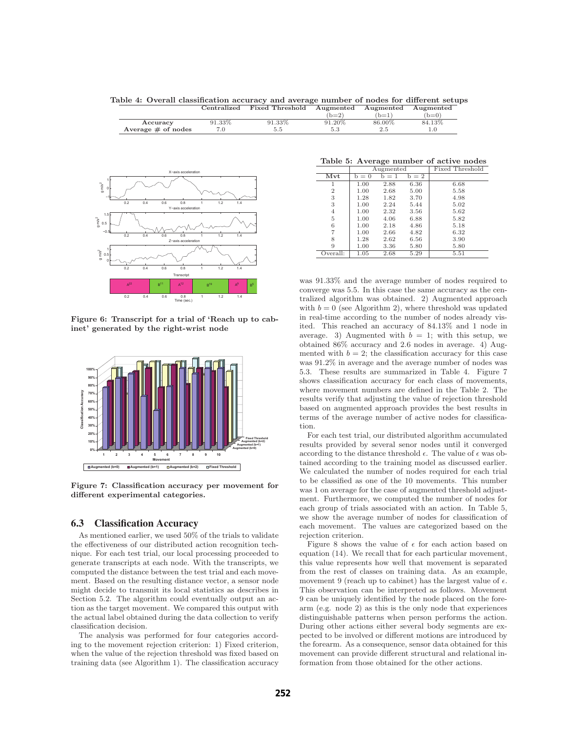**Table 4: Overall classification accuracy and average number of nodes for different setups**

| | Centralized | Fixed Threshold | Augmented (b=2) | Augmented (b=1) | Augmented (b=0) |
|---|---|---|---|---|---|
| **Accuracy** | 91.33% | 91.33% | 91.20% | 86.00% | 84.13% |
| **Average # of nodes** | 7.0 | 5.5 | 5.3 | 2.5 | 1.0 |

Figure 6: Transcript for a trial of 'Reach up to cabinet' generated by the right-wrist node

Figure 7: Classification accuracy per movement for different experimental categories.

**Table 5: Average number of active nodes**

| | Augmented | | | Fixed Threshold |
|---|---|---|---|---|
| **Mvt** | b = 0 | b = 1 | b = 2 | |
| 1 | 1.00 | 2.88 | 6.36 | 6.68 |
| 2 | 1.00 | 2.68 | 5.00 | 5.58 |
| 3 | 1.28 | 1.82 | 3.70 | 4.98 |
| 3 | 1.00 | 2.24 | 5.44 | 5.02 |
| 4 | 1.00 | 2.32 | 3.56 | 5.62 |
| 5 | 1.00 | 4.06 | 6.88 | 5.82 |
| 6 | 1.00 | 2.18 | 4.86 | 5.18 |
| 7 | 1.00 | 2.66 | 4.82 | 6.32 |
| 8 | 1.28 | 2.62 | 6.56 | 3.90 |
| 9 | 1.00 | 3.36 | 5.80 | 5.80 |
| Overall: | 1.05 | 2.68 | 5.29 | 5.51 |

### 6.3 Classification Accuracy

As mentioned earlier, we used 50% of the trials to validate the effectiveness of our distributed action recognition technique. For each test trial, our local processing proceeded to generate transcripts at each node. With the transcripts, we computed the distance between the test trial and each movement. Based on the resulting distance vector, a sensor node might decide to transmit its local statistics as describes in Section 5.2. The algorithm could eventually output an action as the target movement. We compared this output with the actual label obtained during the data collection to verify classification decision.

The analysis was performed for four categories according to the movement rejection criterion: 1) Fixed criterion, when the value of the rejection threshold was fixed based on training data (see Algorithm 1). The classification accuracy was 91.33% and the average number of nodes required to converge was 5.5. In this case the same accuracy as the centralized algorithm was obtained. 2) Augmented approach with $b = 0$ (see Algorithm 2), where threshold was updated in real-time according to the number of nodes already visited. This reached an accuracy of 84.13% and 1 node in average. 3) Augmented with $b = 1$; with this setup, we obtained 86% accuracy and 2.6 nodes in average. 4) Augmented with $b = 2$; the classification accuracy for this case was 91.2% in average and the average number of nodes was 5.3. These results are summarized in Table 4. Figure 7 shows classification accuracy for each class of movements, where movement numbers are defined in the Table 2. The results verify that adjusting the value of rejection threshold based on augmented approach provides the best results in terms of the average number of active nodes for classification.

For each test trial, our distributed algorithm accumulated results provided by several senor nodes until it converged according to the distance threshold $\epsilon$. The value of $\epsilon$ was obtained according to the training model as discussed earlier. We calculated the number of nodes required for each trial to be classified as one of the 10 movements. This number was 1 on average for the case of augmented threshold adjustment. Furthermore, we computed the number of nodes for each group of trials associated with an action. In Table 5, we show the average number of nodes for classification of each movement. The values are categorized based on the rejection criterion.

Figure 8 shows the value of $\epsilon$ for each action based on equation (14). We recall that for each particular movement, this value represents how well that movement is separated from the rest of classes on training data. As an example, movement 9 (reach up to cabinet) has the largest value of $\epsilon$. This observation can be interpreted as follows. Movement 9 can be uniquely identified by the node placed on the forearm (e.g. node 2) as this is the only node that experiences distinguishable patterns when person performs the action. During other actions either several body segments are expected to be involved or different motions are introduced by the forearm. As a consequence, sensor data obtained for this movement can provide different structural and relational information from those obtained for the other actions.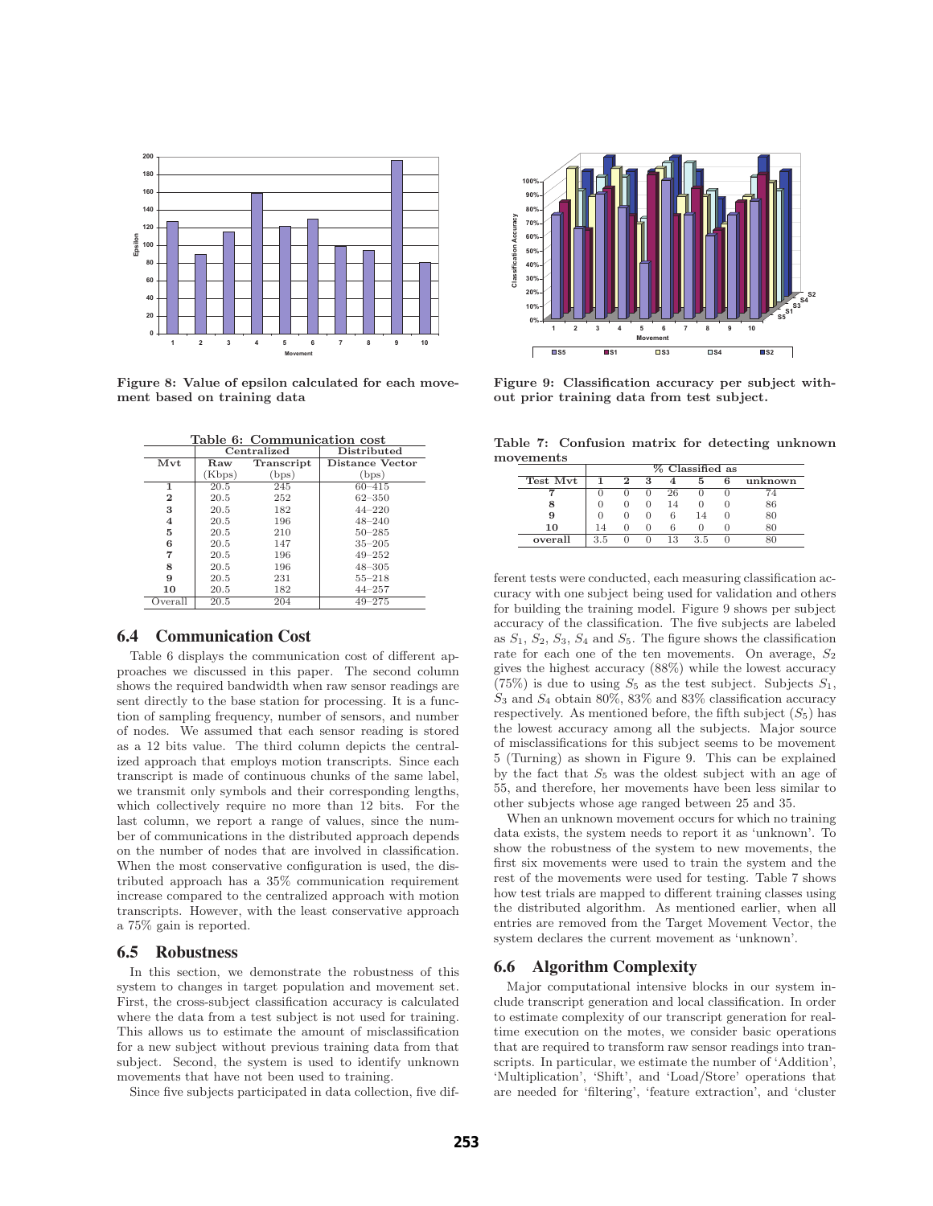Figure 8: Value of epsilon calculated for each movement based on training data

Table 6: Communication cost

| | Centralized | | Distributed |
|---|---|---|---|
| Mvt | Raw (Kbps) | Transcript (bps) | Distance Vector (bps) |
| 1 | 20.5 | 245 | 60–415 |
| 2 | 20.5 | 252 | 62–350 |
| 3 | 20.5 | 182 | 44–220 |
| 4 | 20.5 | 196 | 48–240 |
| 5 | 20.5 | 210 | 50–285 |
| 6 | 20.5 | 147 | 35–205 |
| 7 | 20.5 | 196 | 49–252 |
| 8 | 20.5 | 196 | 48–305 |
| 9 | 20.5 | 231 | 55–218 |
| 10 | 20.5 | 182 | 44–257 |
| Overall | 20.5 | 204 | 49–275 |

## 6.4 Communication Cost

Table 6 displays the communication cost of different approaches we discussed in this paper. The second column shows the required bandwidth when raw sensor readings are sent directly to the base station for processing. It is a function of sampling frequency, number of sensors, and number of nodes. We assumed that each sensor reading is stored as a 12 bits value. The third column depicts the centralized approach that employs motion transcripts. Since each transcript is made of continuous chunks of the same label, we transmit only symbols and their corresponding lengths, which collectively require no more than 12 bits. For the last column, we report a range of values, since the number of communications in the distributed approach depends on the number of nodes that are involved in classification. When the most conservative configuration is used, the distributed approach has a 35% communication requirement increase compared to the centralized approach with motion transcripts. However, with the least conservative approach a 75% gain is reported.

## 6.5 Robustness

In this section, we demonstrate the robustness of this system to changes in target population and movement set. First, the cross-subject classification accuracy is calculated where the data from a test subject is not used for training. This allows us to estimate the amount of misclassification for a new subject without previous training data from that subject. Second, the system is used to identify unknown movements that have not been used to training.

Since five subjects participated in data collection, five different tests were conducted, each measuring classification accuracy with one subject being used for validation and others for building the training model. Figure 9 shows per subject accuracy of the classification. The five subjects are labeled as $S_1$, $S_2$, $S_3$, $S_4$ and $S_5$. The figure shows the classification rate for each one of the ten movements. On average, $S_2$ gives the highest accuracy (88%) while the lowest accuracy (75%) is due to using $S_5$ as the test subject. Subjects $S_1$, $S_3$ and $S_4$ obtain 80%, 83% and 83% classification accuracy respectively. As mentioned before, the fifth subject ($S_5$) has the lowest accuracy among all the subjects. Major source of misclassifications for this subject seems to be movement 5 (Turning) as shown in Figure 9. This can be explained by the fact that $S_5$ was the oldest subject with an age of 55, and therefore, her movements have been less similar to other subjects whose age ranged between 25 and 35.

Figure 9: Classification accuracy per subject without prior training data from test subject.

Table 7: Confusion matrix for detecting unknown movements

| | % Classified as | | | | | | |
|---|---|---|---|---|---|---|---|
| Test Mvt | 1 | 2 | 3 | 4 | 5 | 6 | unknown |
| 7 | 0 | 0 | 0 | 26 | 0 | 0 | 74 |
| 8 | 0 | 0 | 0 | 14 | 0 | 0 | 86 |
| 9 | 0 | 0 | 0 | 6 | 14 | 0 | 80 |
| 10 | 14 | 0 | 0 | 6 | 0 | 0 | 80 |
| overall | 3.5 | 0 | 0 | 13 | 3.5 | 0 | 80 |

When an unknown movement occurs for which no training data exists, the system needs to report it as 'unknown'. To show the robustness of the system to new movements, the first six movements were used to train the system and the rest of the movements were used for testing. Table 7 shows how test trials are mapped to different training classes using the distributed algorithm. As mentioned earlier, when all entries are removed from the Target Movement Vector, the system declares the current movement as 'unknown'.

## 6.6 Algorithm Complexity

Major computational intensive blocks in our system include transcript generation and local classification. In order to estimate complexity of our transcript generation for real-time execution on the motes, we consider basic operations that are required to transform raw sensor readings into transcripts. In particular, we estimate the number of 'Addition', 'Multiplication', 'Shift', and 'Load/Store' operations that are needed for 'filtering', 'feature extraction', and 'cluster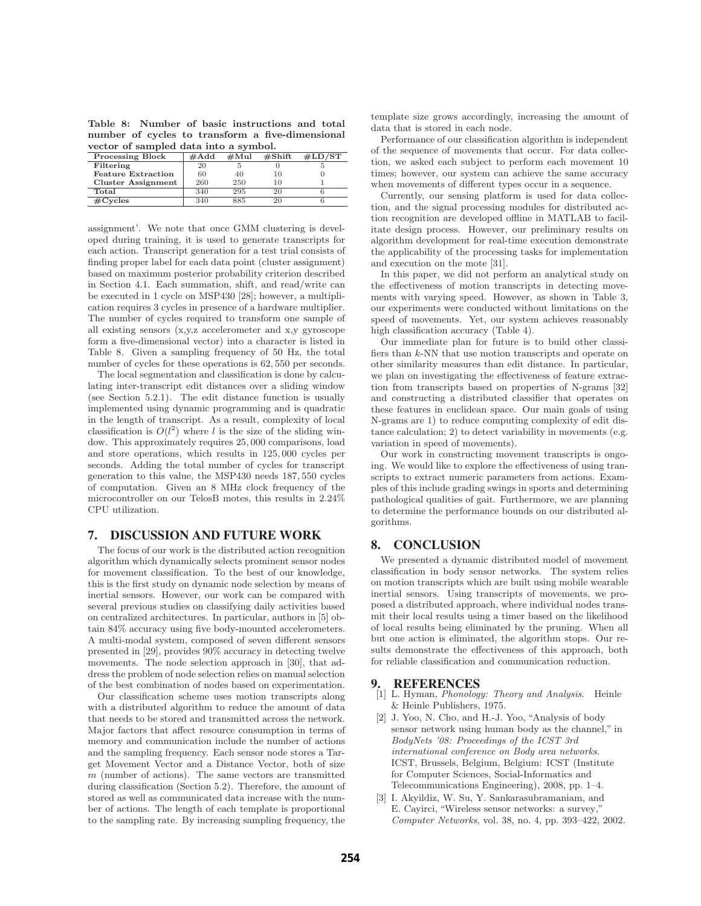**Table 8: Number of basic instructions and total number of cycles to transform a five-dimensional vector of sampled data into a symbol.**

| Processing Block | #Add | #Mul | #Shift | #LD/ST |
|---|---|---|---|---|
| Filtering | 20 | 5 | 0 | 5 |
| Feature Extraction | 60 | 40 | 10 | 0 |
| Cluster Assignment | 260 | 250 | 10 | 1 |
| Total | 340 | 295 | 20 | 6 |
| #Cycles | 340 | 885 | 20 | 6 |

assignment'. We note that once GMM clustering is developed during training, it is used to generate transcripts for each action. Transcript generation for a test trial consists of finding proper label for each data point (cluster assignment) based on maximum posterior probability criterion described in Section 4.1. Each summation, shift, and read/write can be executed in 1 cycle on MSP430 [28]; however, a multiplication requires 3 cycles in presence of a hardware multiplier. The number of cycles required to transform one sample of all existing sensors (x,y,z accelerometer and x,y gyroscope form a five-dimensional vector) into a character is listed in Table 8. Given a sampling frequency of 50 Hz, the total number of cycles for these operations is 62,550 per seconds.

The local segmentation and classification is done by calculating inter-transcript edit distances over a sliding window (see Section 5.2.1). The edit distance function is usually implemented using dynamic programming and is quadratic in the length of transcript. As a result, complexity of local classification is $O(l^2)$ where $l$ is the size of the sliding window. This approximately requires 25,000 comparisons, load and store operations, which results in 125,000 cycles per seconds. Adding the total number of cycles for transcript generation to this value, the MSP430 needs 187,550 cycles of computation. Given an 8 MHz clock frequency of the microcontroller on our TelosB motes, this results in 2.24% CPU utilization.

# 7. DISCUSSION AND FUTURE WORK

The focus of our work is the distributed action recognition algorithm which dynamically selects prominent sensor nodes for movement classification. To the best of our knowledge, this is the first study on dynamic node selection by means of inertial sensors. However, our work can be compared with several previous studies on classifying daily activities based on centralized architectures. In particular, authors in [5] obtain 84% accuracy using five body-mounted accelerometers. A multi-modal system, composed of seven different sensors presented in [29], provides 90% accuracy in detecting twelve movements. The node selection approach in [30], that address the problem of node selection relies on manual selection of the best combination of nodes based on experimentation.

Our classification scheme uses motion transcripts along with a distributed algorithm to reduce the amount of data that needs to be stored and transmitted across the network. Major factors that affect resource consumption in terms of memory and communication include the number of actions and the sampling frequency. Each sensor node stores a Target Movement Vector and a Distance Vector, both of size $m$ (number of actions). The same vectors are transmitted during classification (Section 5.2). Therefore, the amount of stored as well as communicated data increase with the number of actions. The length of each template is proportional to the sampling rate. By increasing sampling frequency, the template size grows accordingly, increasing the amount of data that is stored in each node.

Performance of our classification algorithm is independent of the sequence of movements that occur. For data collection, we asked each subject to perform each movement 10 times; however, our system can achieve the same accuracy when movements of different types occur in a sequence.

Currently, our sensing platform is used for data collection, and the signal processing modules for distributed action recognition are developed offline in MATLAB to facilitate design process. However, our preliminary results on algorithm development for real-time execution demonstrate the applicability of the processing tasks for implementation and execution on the mote [31].

In this paper, we did not perform an analytical study on the effectiveness of motion transcripts in detecting movements with varying speed. However, as shown in Table 3, our experiments were conducted without limitations on the speed of movements. Yet, our system achieves reasonably high classification accuracy (Table 4).

Our immediate plan for future is to build other classifiers than $k$-NN that use motion transcripts and operate on other similarity measures than edit distance. In particular, we plan on investigating the effectiveness of feature extraction from transcripts based on properties of N-grams [32] and constructing a distributed classifier that operates on these features in euclidean space. Our main goals of using N-grams are 1) to reduce computing complexity of edit distance calculation; 2) to detect variability in movements (e.g. variation in speed of movements).

Our work in constructing movement transcripts is ongoing. We would like to explore the effectiveness of using transcripts to extract numeric parameters from actions. Examples of this include grading swings in sports and determining pathological qualities of gait. Furthermore, we are planning to determine the performance bounds on our distributed algorithms.

# 8. CONCLUSION

We presented a dynamic distributed model of movement classification in body sensor networks. The system relies on motion transcripts which are built using mobile wearable inertial sensors. Using transcripts of movements, we proposed a distributed approach, where individual nodes transmit their local results using a timer based on the likelihood of local results being eliminated by the pruning. When all but one action is eliminated, the algorithm stops. Our results demonstrate the effectiveness of this approach, both for reliable classification and communication reduction.

# 9. REFERENCES

[1] L. Hyman, *Phonology: Theory and Analysis*. Heinle & Heinle Publishers, 1975.

[2] J. Yoo, N. Cho, and H.-J. Yoo, "Analysis of body sensor network using human body as the channel," in *BodyNets '08: Proceedings of the ICST 3rd international conference on Body area networks*. ICST, Brussels, Belgium, Belgium: ICST (Institute for Computer Sciences, Social-Informatics and Telecommunications Engineering), 2008, pp. 1–4.

[3] I. Akyildiz, W. Su, Y. Sankarasubramaniam, and E. Cayirci, "Wireless sensor networks: a survey," *Computer Networks*, vol. 38, no. 4, pp. 393–422, 2002.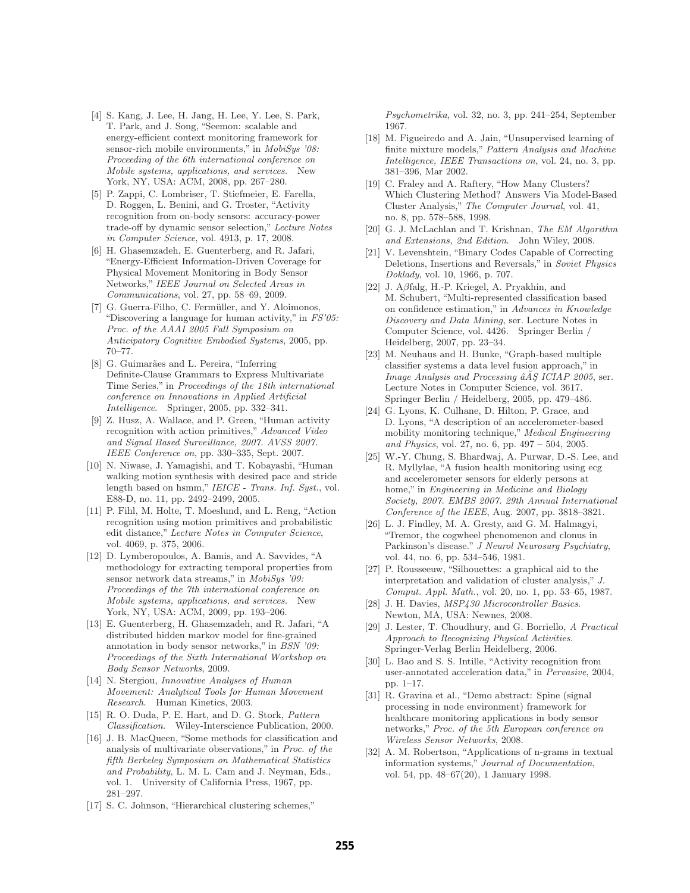[4] S. Kang, J. Lee, H. Jang, H. Lee, Y. Lee, S. Park, T. Park, and J. Song, "Seemon: scalable and energy-efficient context monitoring framework for sensor-rich mobile environments," in *MobiSys '08: Proceeding of the 6th international conference on Mobile systems, applications, and services*. New York, NY, USA: ACM, 2008, pp. 267–280.

[5] P. Zappi, C. Lombriser, T. Stiefmeier, E. Farella, D. Roggen, L. Benini, and G. Troster, "Activity recognition from on-body sensors: accuracy-power trade-off by dynamic sensor selection," *Lecture Notes in Computer Science*, vol. 4913, p. 17, 2008.

[6] H. Ghasemzadeh, E. Guenterberg, and R. Jafari, "Energy-Efficient Information-Driven Coverage for Physical Movement Monitoring in Body Sensor Networks," *IEEE Journal on Selected Areas in Communications*, vol. 27, pp. 58–69, 2009.

[7] G. Guerra-Filho, C. Fermüller, and Y. Aloimonos, "Discovering a language for human activity," in *FS'05: Proc. of the AAAI 2005 Fall Symposium on Anticipatory Cognitive Embodied Systems*, 2005, pp. 70–77.

[8] G. Guimarães and L. Pereira, "Inferring Definite-Clause Grammars to Express Multivariate Time Series," in *Proceedings of the 18th international conference on Innovations in Applied Artificial Intelligence*. Springer, 2005, pp. 332–341.

[9] Z. Husz, A. Wallace, and P. Green, "Human activity recognition with action primitives," *Advanced Video and Signal Based Surveillance, 2007. AVSS 2007. IEEE Conference on*, pp. 330–335, Sept. 2007.

[10] N. Niwase, J. Yamagishi, and T. Kobayashi, "Human walking motion synthesis with desired pace and stride length based on hsmm," *IEICE - Trans. Inf. Syst.*, vol. E88-D, no. 11, pp. 2492–2499, 2005.

[11] P. Fihl, M. Holte, T. Moeslund, and L. Reng, "Action recognition using motion primitives and probabilistic edit distance," *Lecture Notes in Computer Science*, vol. 4069, p. 375, 2006.

[12] D. Lymberopoulos, A. Bamis, and A. Savvides, "A methodology for extracting temporal properties from sensor network data streams," in *MobiSys '09: Proceedings of the 7th international conference on Mobile systems, applications, and services*. New York, NY, USA: ACM, 2009, pp. 193–206.

[13] E. Guenterberg, H. Ghasemzadeh, and R. Jafari, "A distributed hidden markov model for fine-grained annotation in body sensor networks," in *BSN '09: Proceedings of the Sixth International Workshop on Body Sensor Networks*, 2009.

[14] N. Stergiou, *Innovative Analyses of Human Movement: Analytical Tools for Human Movement Research*. Human Kinetics, 2003.

[15] R. O. Duda, P. E. Hart, and D. G. Stork, *Pattern Classification*. Wiley-Interscience Publication, 2000.

[16] J. B. MacQueen, "Some methods for classification and analysis of multivariate observations," in *Proc. of the fifth Berkeley Symposium on Mathematical Statistics and Probability*, L. M. L. Cam and J. Neyman, Eds., vol. 1. University of California Press, 1967, pp. 281–297.

[17] S. C. Johnson, "Hierarchical clustering schemes," *Psychometrika*, vol. 32, no. 3, pp. 241–254, September 1967.

[18] M. Figueiredo and A. Jain, "Unsupervised learning of finite mixture models," *Pattern Analysis and Machine Intelligence, IEEE Transactions on*, vol. 24, no. 3, pp. 381–396, Mar 2002.

[19] C. Fraley and A. Raftery, "How Many Clusters? Which Clustering Method? Answers Via Model-Based Cluster Analysis," *The Computer Journal*, vol. 41, no. 8, pp. 578–588, 1998.

[20] G. J. McLachlan and T. Krishnan, *The EM Algorithm and Extensions, 2nd Edition*. John Wiley, 2008.

[21] V. Levenshtein, "Binary Codes Capable of Correcting Deletions, Insertions and Reversals," in *Soviet Physics Doklady*, vol. 10, 1966, p. 707.

[22] J. Aβfalg, H.-P. Kriegel, A. Pryakhin, and M. Schubert, "Multi-represented classification based on confidence estimation," in *Advances in Knowledge Discovery and Data Mining*, ser. Lecture Notes in Computer Science, vol. 4426. Springer Berlin / Heidelberg, 2007, pp. 23–34.

[23] M. Neuhaus and H. Bunke, "Graph-based multiple classifier systems a data level fusion approach," in *Image Analysis and Processing âĂŞ ICIAP 2005*, ser. Lecture Notes in Computer Science, vol. 3617. Springer Berlin / Heidelberg, 2005, pp. 479–486.

[24] G. Lyons, K. Culhane, D. Hilton, P. Grace, and D. Lyons, "A description of an accelerometer-based mobility monitoring technique," *Medical Engineering and Physics*, vol. 27, no. 6, pp. 497 – 504, 2005.

[25] W.-Y. Chung, S. Bhardwaj, A. Purwar, D.-S. Lee, and R. Myllylae, "A fusion health monitoring using ecg and accelerometer sensors for elderly persons at home," in *Engineering in Medicine and Biology Society, 2007. EMBS 2007. 29th Annual International Conference of the IEEE*, Aug. 2007, pp. 3818–3821.

[26] L. J. Findley, M. A. Gresty, and G. M. Halmagyi, "Tremor, the cogwheel phenomenon and clonus in Parkinson's disease." *J Neurol Neurosurg Psychiatry*, vol. 44, no. 6, pp. 534–546, 1981.

[27] P. Rousseeuw, "Silhouettes: a graphical aid to the interpretation and validation of cluster analysis," *J. Comput. Appl. Math.*, vol. 20, no. 1, pp. 53–65, 1987.

[28] J. H. Davies, *MSP430 Microcontroller Basics*. Newton, MA, USA: Newnes, 2008.

[29] J. Lester, T. Choudhury, and G. Borriello, *A Practical Approach to Recognizing Physical Activities*. Springer-Verlag Berlin Heidelberg, 2006.

[30] L. Bao and S. S. Intille, "Activity recognition from user-annotated acceleration data," in *Pervasive*, 2004, pp. 1–17.

[31] R. Gravina et al., "Demo abstract: Spine (signal processing in node environment) framework for healthcare monitoring applications in body sensor networks," *Proc. of the 5th European conference on Wireless Sensor Networks*, 2008.

[32] A. M. Robertson, "Applications of n-grams in textual information systems," *Journal of Documentation*, vol. 54, pp. 48–67(20), 1 January 1998.